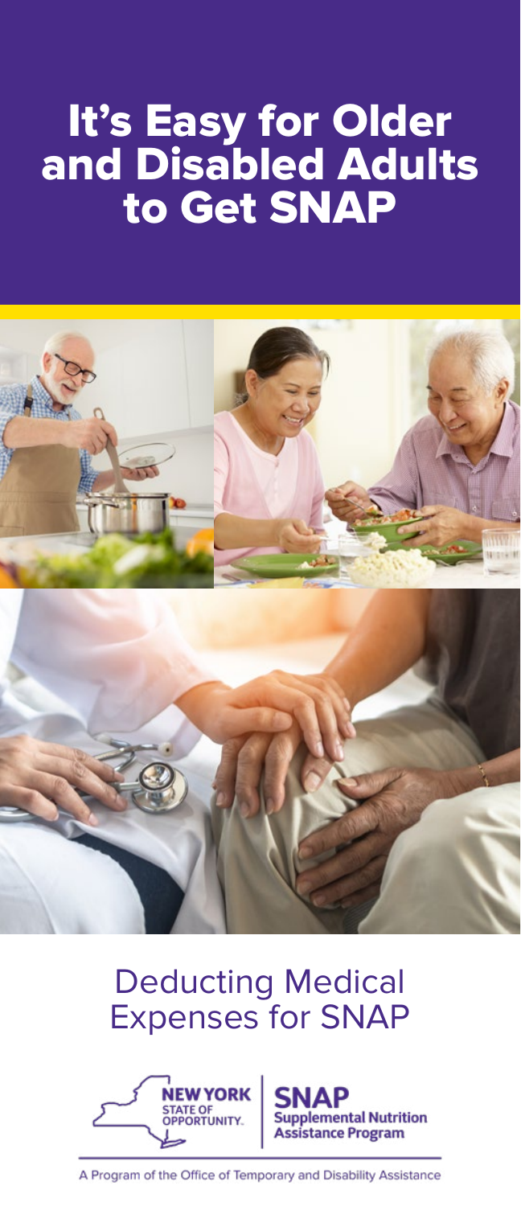# It's Easy for Older and Disabled Adults to Get SNAP

## Deducting Medical Expenses for SNAP

NEW YORK STATE OF OPPORTUNITY.

SNAP Supplemental Nutrition Assistance Program

A Program of the Office of Temporary and Disability Assistance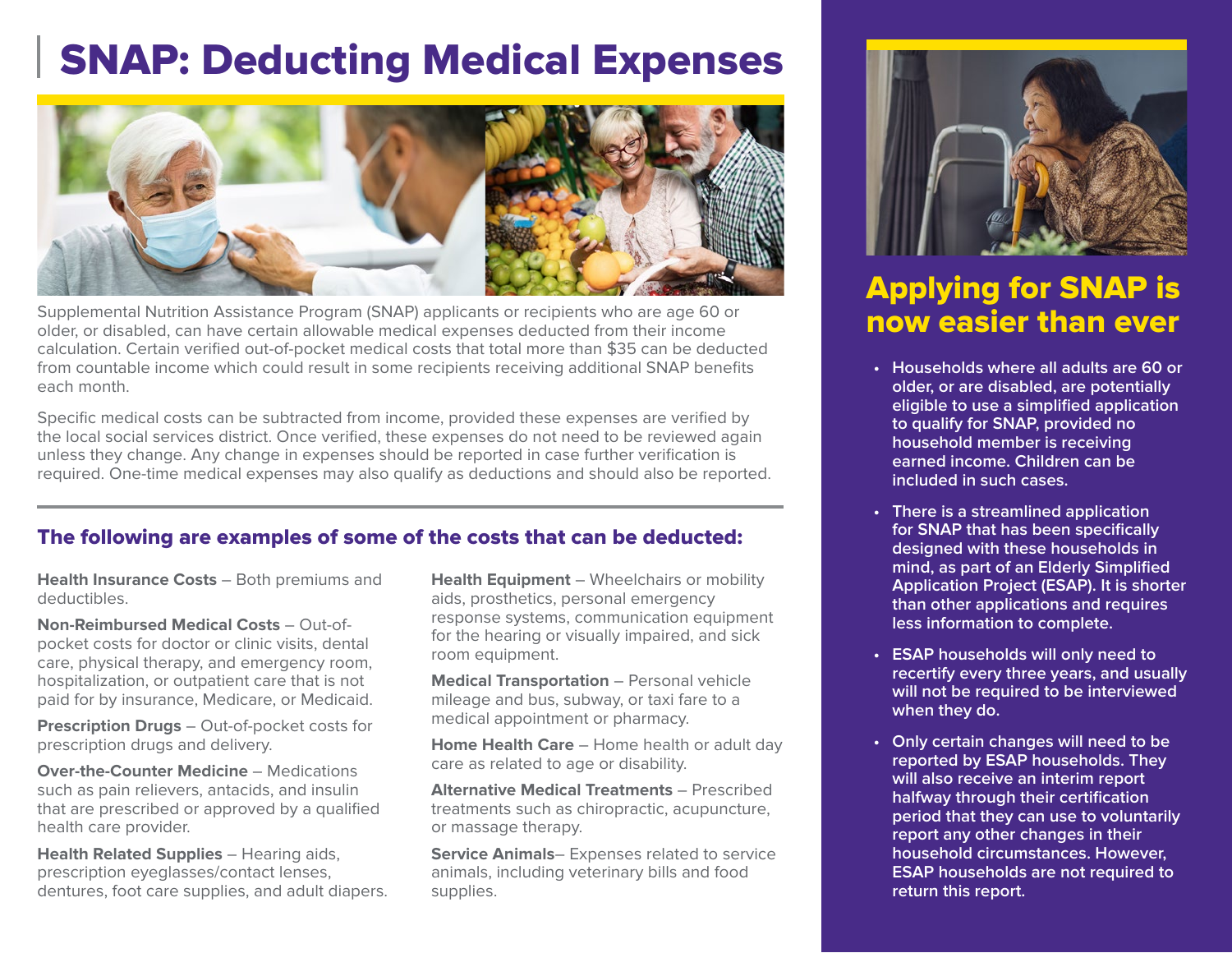# SNAP: Deducting Medical Expenses

Supplemental Nutrition Assistance Program (SNAP) applicants or recipients who are age 60 or older, or disabled, can have certain allowable medical expenses deducted from their income calculation. Certain verified out-of-pocket medical costs that total more than $35 can be deducted from countable income which could result in some recipients receiving additional SNAP benefits each month.

Specific medical costs can be subtracted from income, provided these expenses are verified by the local social services district. Once verified, these expenses do not need to be reviewed again unless they change. Any change in expenses should be reported in case further verification is required. One-time medical expenses may also qualify as deductions and should also be reported.

### The following are examples of some of the costs that can be deducted:

**Health Insurance Costs** – Both premiums and deductibles.

**Non-Reimbursed Medical Costs** – Out-of-pocket costs for doctor or clinic visits, dental care, physical therapy, and emergency room, hospitalization, or outpatient care that is not paid for by insurance, Medicare, or Medicaid.

**Prescription Drugs** – Out-of-pocket costs for prescription drugs and delivery.

**Over-the-Counter Medicine** – Medications such as pain relievers, antacids, and insulin that are prescribed or approved by a qualified health care provider.

**Health Related Supplies** – Hearing aids, prescription eyeglasses/contact lenses, dentures, foot care supplies, and adult diapers.

**Health Equipment** – Wheelchairs or mobility aids, prosthetics, personal emergency response systems, communication equipment for the hearing or visually impaired, and sick room equipment.

**Medical Transportation** – Personal vehicle mileage and bus, subway, or taxi fare to a medical appointment or pharmacy.

**Home Health Care** – Home health or adult day care as related to age or disability.

**Alternative Medical Treatments** – Prescribed treatments such as chiropractic, acupuncture, or massage therapy.

**Service Animals**– Expenses related to service animals, including veterinary bills and food supplies.

## Applying for SNAP is now easier than ever

- Households where all adults are 60 or older, or are disabled, are potentially eligible to use a simplified application to qualify for SNAP, provided no household member is receiving earned income. Children can be included in such cases.
- There is a streamlined application for SNAP that has been specifically designed with these households in mind, as part of an Elderly Simplified Application Project (ESAP). It is shorter than other applications and requires less information to complete.
- ESAP households will only need to recertify every three years, and usually will not be required to be interviewed when they do.
- Only certain changes will need to be reported by ESAP households. They will also receive an interim report halfway through their certification period that they can use to voluntarily report any other changes in their household circumstances. However, ESAP households are not required to return this report.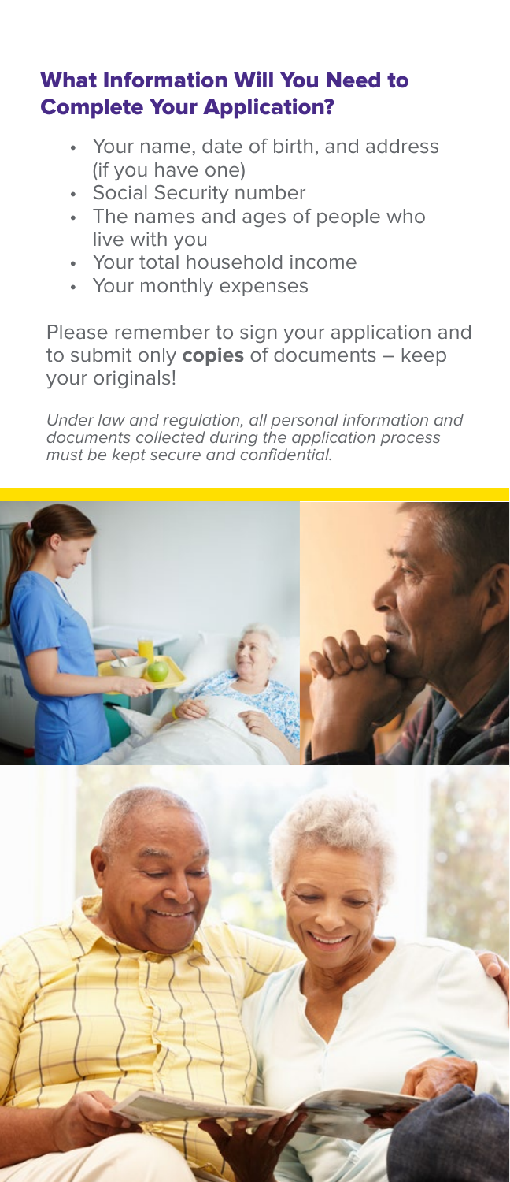## What Information Will You Need to Complete Your Application?

- Your name, date of birth, and address (if you have one)
- Social Security number
- The names and ages of people who live with you
- Your total household income
- Your monthly expenses

Please remember to sign your application and to submit only **copies** of documents – keep your originals!

*Under law and regulation, all personal information and documents collected during the application process must be kept secure and confidential.*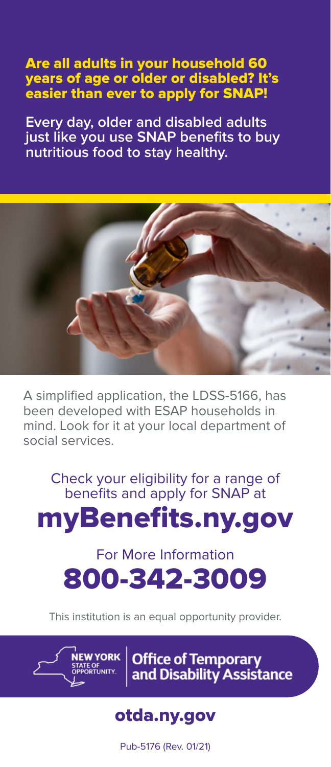## Are all adults in your household 60 years of age or older or disabled? It's easier than ever to apply for SNAP!

**Every day, older and disabled adults just like you use SNAP benefits to buy nutritious food to stay healthy.**

A simplified application, the LDSS-5166, has been developed with ESAP households in mind. Look for it at your local department of social services.

Check your eligibility for a range of benefits and apply for SNAP at

# myBenefits.ny.gov

For More Information

# 800-342-3009

This institution is an equal opportunity provider.

NEW YORK STATE OF OPPORTUNITY. | Office of Temporary and Disability Assistance

## otda.ny.gov

Pub-5176 (Rev. 01/21)